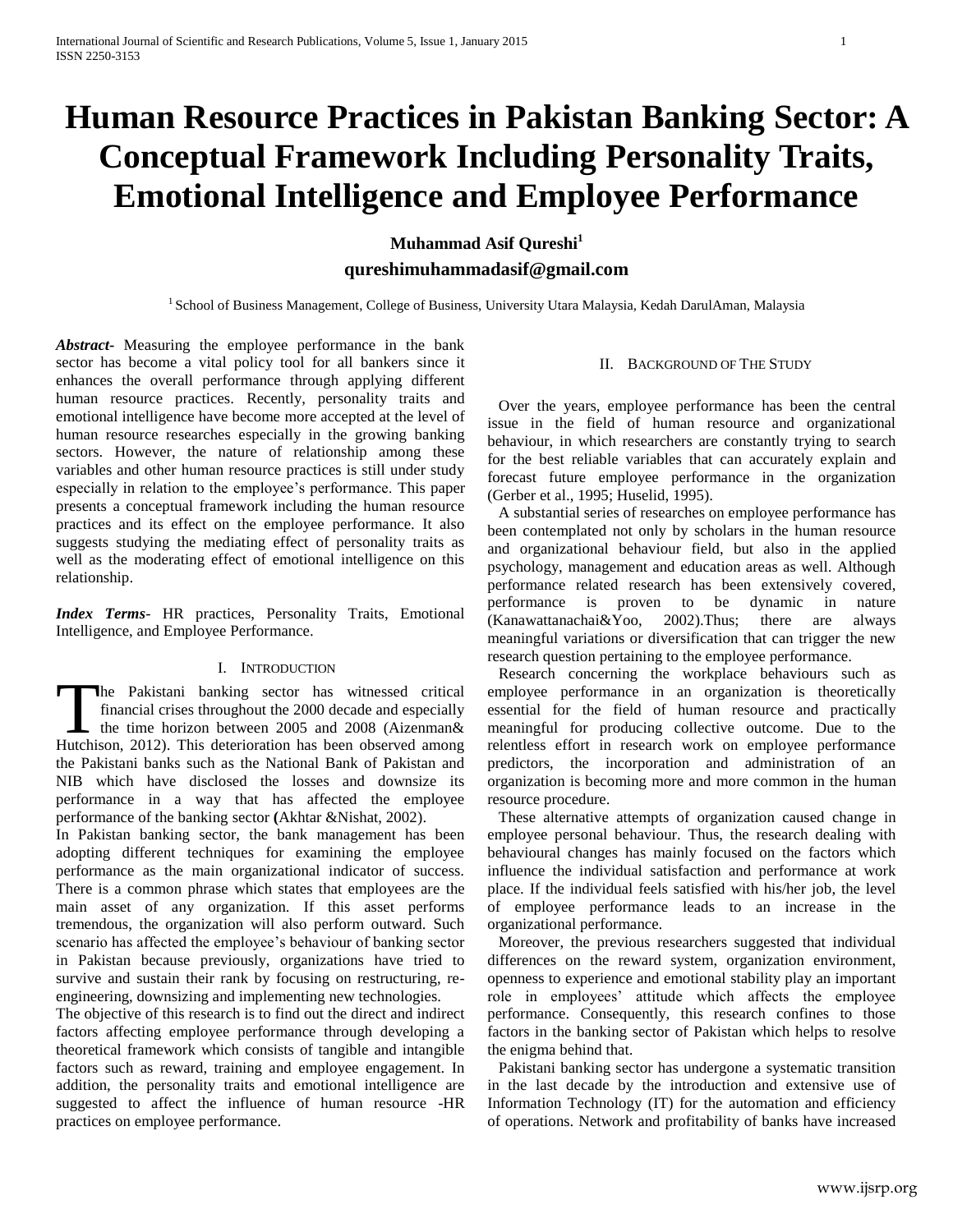# Human Resource Practices in Pakistan Banking Sector: A Conceptual Framework Including Personality Traits, Emotional Intelligence and Employee Performance

**Muhammad Asif Qureshi[1]**

**qureshimuhammadasif@gmail.com**

[1] School of Business Management, College of Business, University Utara Malaysia, Kedah DarulAman, Malaysia

***Abstract***- Measuring the employee performance in the bank sector has become a vital policy tool for all bankers since it enhances the overall performance through applying different human resource practices. Recently, personality traits and emotional intelligence have become more accepted at the level of human resource researches especially in the growing banking sectors. However, the nature of relationship among these variables and other human resource practices is still under study especially in relation to the employee's performance. This paper presents a conceptual framework including the human resource practices and its effect on the employee performance. It also suggests studying the mediating effect of personality traits as well as the moderating effect of emotional intelligence on this relationship.

***Index Terms***- HR practices, Personality Traits, Emotional Intelligence, and Employee Performance.

## I. Introduction

The Pakistani banking sector has witnessed critical financial crises throughout the 2000 decade and especially the time horizon between 2005 and 2008 (Aizenman& Hutchison, 2012). This deterioration has been observed among the Pakistani banks such as the National Bank of Pakistan and NIB which have disclosed the losses and downsize its performance in a way that has affected the employee performance of the banking sector **(**Akhtar &Nishat, 2002).

In Pakistan banking sector, the bank management has been adopting different techniques for examining the employee performance as the main organizational indicator of success. There is a common phrase which states that employees are the main asset of any organization. If this asset performs tremendous, the organization will also perform outward. Such scenario has affected the employee's behaviour of banking sector in Pakistan because previously, organizations have tried to survive and sustain their rank by focusing on restructuring, re-engineering, downsizing and implementing new technologies.

The objective of this research is to find out the direct and indirect factors affecting employee performance through developing a theoretical framework which consists of tangible and intangible factors such as reward, training and employee engagement. In addition, the personality traits and emotional intelligence are suggested to affect the influence of human resource -HR practices on employee performance.

## II. Background of The Study

Over the years, employee performance has been the central issue in the field of human resource and organizational behaviour, in which researchers are constantly trying to search for the best reliable variables that can accurately explain and forecast future employee performance in the organization (Gerber et al., 1995; Huselid, 1995).

A substantial series of researches on employee performance has been contemplated not only by scholars in the human resource and organizational behaviour field, but also in the applied psychology, management and education areas as well. Although performance related research has been extensively covered, performance is proven to be dynamic in nature (Kanawattanachai&Yoo, 2002).Thus; there are always meaningful variations or diversification that can trigger the new research question pertaining to the employee performance.

Research concerning the workplace behaviours such as employee performance in an organization is theoretically essential for the field of human resource and practically meaningful for producing collective outcome. Due to the relentless effort in research work on employee performance predictors, the incorporation and administration of an organization is becoming more and more common in the human resource procedure.

These alternative attempts of organization caused change in employee personal behaviour. Thus, the research dealing with behavioural changes has mainly focused on the factors which influence the individual satisfaction and performance at work place. If the individual feels satisfied with his/her job, the level of employee performance leads to an increase in the organizational performance.

Moreover, the previous researchers suggested that individual differences on the reward system, organization environment, openness to experience and emotional stability play an important role in employees' attitude which affects the employee performance. Consequently, this research confines to those factors in the banking sector of Pakistan which helps to resolve the enigma behind that.

Pakistani banking sector has undergone a systematic transition in the last decade by the introduction and extensive use of Information Technology (IT) for the automation and efficiency of operations. Network and profitability of banks have increased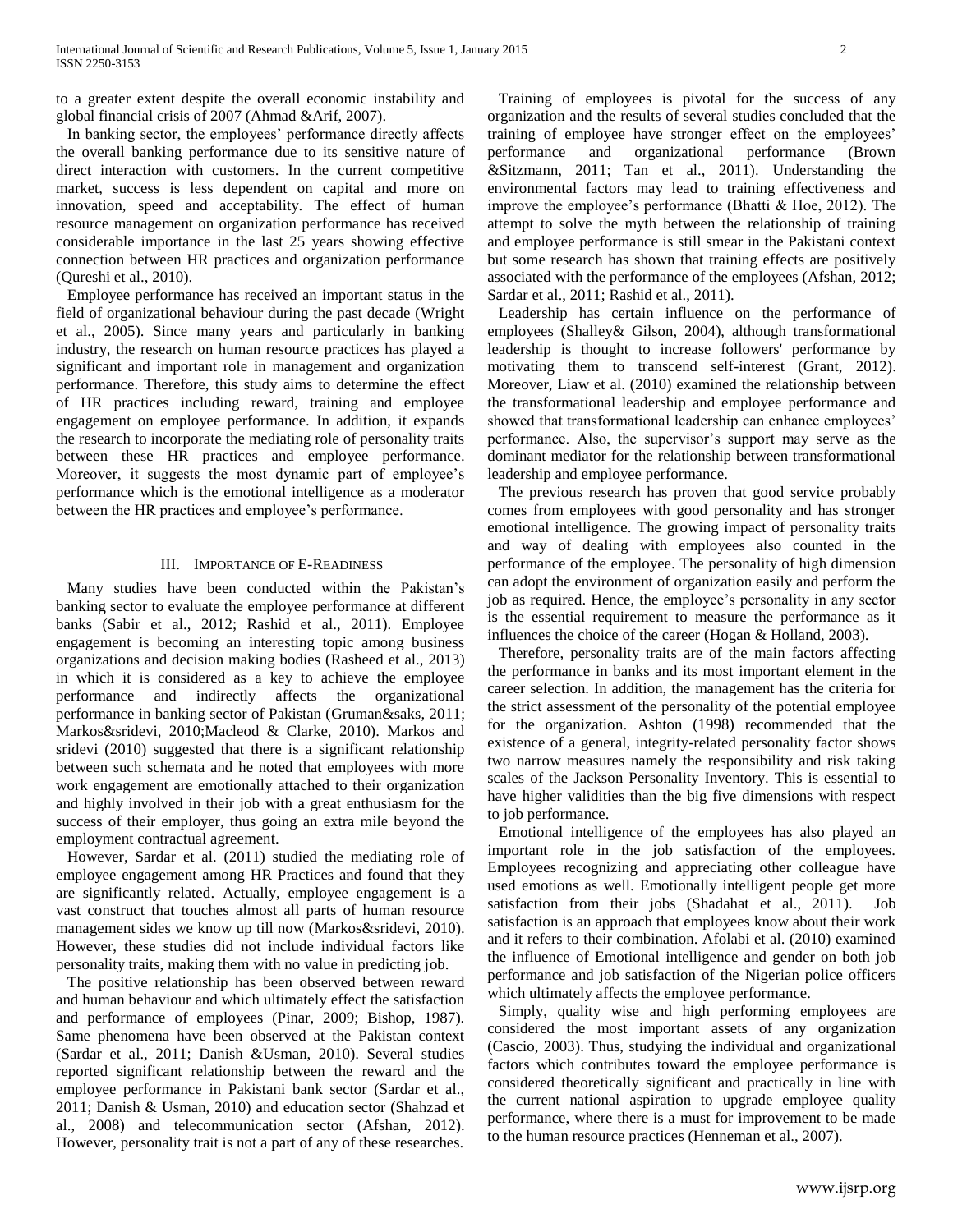to a greater extent despite the overall economic instability and global financial crisis of 2007 (Ahmad &Arif, 2007).

In banking sector, the employees' performance directly affects the overall banking performance due to its sensitive nature of direct interaction with customers. In the current competitive market, success is less dependent on capital and more on innovation, speed and acceptability. The effect of human resource management on organization performance has received considerable importance in the last 25 years showing effective connection between HR practices and organization performance (Qureshi et al., 2010).

Employee performance has received an important status in the field of organizational behaviour during the past decade (Wright et al., 2005). Since many years and particularly in banking industry, the research on human resource practices has played a significant and important role in management and organization performance. Therefore, this study aims to determine the effect of HR practices including reward, training and employee engagement on employee performance. In addition, it expands the research to incorporate the mediating role of personality traits between these HR practices and employee performance. Moreover, it suggests the most dynamic part of employee's performance which is the emotional intelligence as a moderator between the HR practices and employee's performance.

## III. Importance of E-Readiness

Many studies have been conducted within the Pakistan's banking sector to evaluate the employee performance at different banks (Sabir et al., 2012; Rashid et al., 2011). Employee engagement is becoming an interesting topic among business organizations and decision making bodies (Rasheed et al., 2013) in which it is considered as a key to achieve the employee performance and indirectly affects the organizational performance in banking sector of Pakistan (Gruman&saks, 2011; Markos&sridevi, 2010;Macleod & Clarke, 2010). Markos and sridevi (2010) suggested that there is a significant relationship between such schemata and he noted that employees with more work engagement are emotionally attached to their organization and highly involved in their job with a great enthusiasm for the success of their employer, thus going an extra mile beyond the employment contractual agreement.

However, Sardar et al. (2011) studied the mediating role of employee engagement among HR Practices and found that they are significantly related. Actually, employee engagement is a vast construct that touches almost all parts of human resource management sides we know up till now (Markos&sridevi, 2010). However, these studies did not include individual factors like personality traits, making them with no value in predicting job.

The positive relationship has been observed between reward and human behaviour and which ultimately effect the satisfaction and performance of employees (Pinar, 2009; Bishop, 1987). Same phenomena have been observed at the Pakistan context (Sardar et al., 2011; Danish &Usman, 2010). Several studies reported significant relationship between the reward and the employee performance in Pakistani bank sector (Sardar et al., 2011; Danish & Usman, 2010) and education sector (Shahzad et al., 2008) and telecommunication sector (Afshan, 2012). However, personality trait is not a part of any of these researches.

Training of employees is pivotal for the success of any organization and the results of several studies concluded that the training of employee have stronger effect on the employees' performance and organizational performance (Brown &Sitzmann, 2011; Tan et al., 2011). Understanding the environmental factors may lead to training effectiveness and improve the employee's performance (Bhatti & Hoe, 2012). The attempt to solve the myth between the relationship of training and employee performance is still smear in the Pakistani context but some research has shown that training effects are positively associated with the performance of the employees (Afshan, 2012; Sardar et al., 2011; Rashid et al., 2011).

Leadership has certain influence on the performance of employees (Shalley& Gilson, 2004), although transformational leadership is thought to increase followers' performance by motivating them to transcend self-interest (Grant, 2012). Moreover, Liaw et al. (2010) examined the relationship between the transformational leadership and employee performance and showed that transformational leadership can enhance employees' performance. Also, the supervisor's support may serve as the dominant mediator for the relationship between transformational leadership and employee performance.

The previous research has proven that good service probably comes from employees with good personality and has stronger emotional intelligence. The growing impact of personality traits and way of dealing with employees also counted in the performance of the employee. The personality of high dimension can adopt the environment of organization easily and perform the job as required. Hence, the employee's personality in any sector is the essential requirement to measure the performance as it influences the choice of the career (Hogan & Holland, 2003).

Therefore, personality traits are of the main factors affecting the performance in banks and its most important element in the career selection. In addition, the management has the criteria for the strict assessment of the personality of the potential employee for the organization. Ashton (1998) recommended that the existence of a general, integrity-related personality factor shows two narrow measures namely the responsibility and risk taking scales of the Jackson Personality Inventory. This is essential to have higher validities than the big five dimensions with respect to job performance.

Emotional intelligence of the employees has also played an important role in the job satisfaction of the employees. Employees recognizing and appreciating other colleague have used emotions as well. Emotionally intelligent people get more satisfaction from their jobs (Shadahat et al., 2011). Job satisfaction is an approach that employees know about their work and it refers to their combination. Afolabi et al. (2010) examined the influence of Emotional intelligence and gender on both job performance and job satisfaction of the Nigerian police officers which ultimately affects the employee performance.

Simply, quality wise and high performing employees are considered the most important assets of any organization (Cascio, 2003). Thus, studying the individual and organizational factors which contributes toward the employee performance is considered theoretically significant and practically in line with the current national aspiration to upgrade employee quality performance, where there is a must for improvement to be made to the human resource practices (Henneman et al., 2007).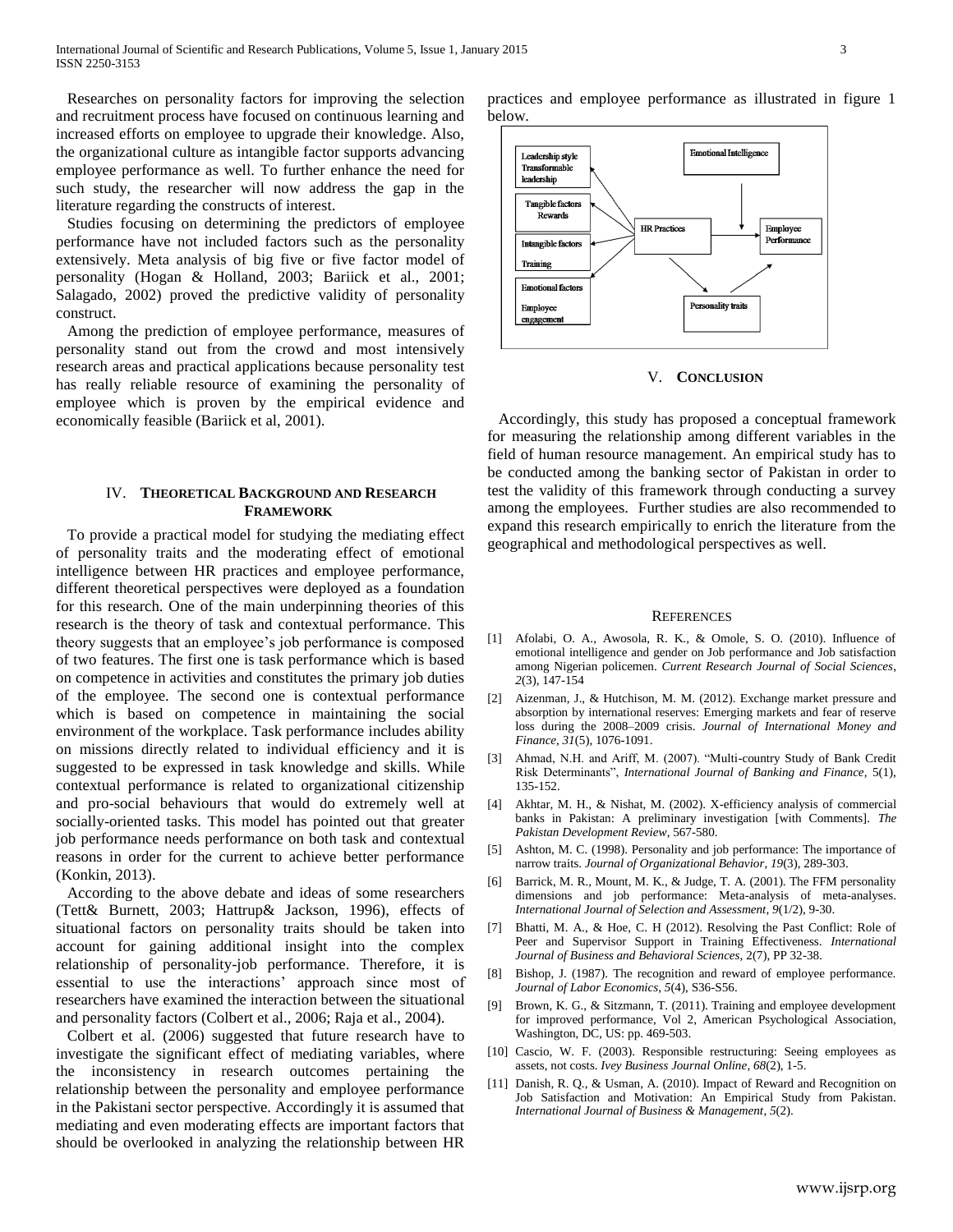Researches on personality factors for improving the selection and recruitment process have focused on continuous learning and increased efforts on employee to upgrade their knowledge. Also, the organizational culture as intangible factor supports advancing employee performance as well. To further enhance the need for such study, the researcher will now address the gap in the literature regarding the constructs of interest.

Studies focusing on determining the predictors of employee performance have not included factors such as the personality extensively. Meta analysis of big five or five factor model of personality (Hogan & Holland, 2003; Bariick et al., 2001; Salagado, 2002) proved the predictive validity of personality construct.

Among the prediction of employee performance, measures of personality stand out from the crowd and most intensively research areas and practical applications because personality test has really reliable resource of examining the personality of employee which is proven by the empirical evidence and economically feasible (Bariick et al, 2001).

## IV. Theoretical Background and Research Framework

To provide a practical model for studying the mediating effect of personality traits and the moderating effect of emotional intelligence between HR practices and employee performance, different theoretical perspectives were deployed as a foundation for this research. One of the main underpinning theories of this research is the theory of task and contextual performance. This theory suggests that an employee's job performance is composed of two features. The first one is task performance which is based on competence in activities and constitutes the primary job duties of the employee. The second one is contextual performance which is based on competence in maintaining the social environment of the workplace. Task performance includes ability on missions directly related to individual efficiency and it is suggested to be expressed in task knowledge and skills. While contextual performance is related to organizational citizenship and pro-social behaviours that would do extremely well at socially-oriented tasks. This model has pointed out that greater job performance needs performance on both task and contextual reasons in order for the current to achieve better performance (Konkin, 2013).

According to the above debate and ideas of some researchers (Tett& Burnett, 2003; Hattrup& Jackson, 1996), effects of situational factors on personality traits should be taken into account for gaining additional insight into the complex relationship of personality-job performance. Therefore, it is essential to use the interactions' approach since most of researchers have examined the interaction between the situational and personality factors (Colbert et al., 2006; Raja et al., 2004).

Colbert et al. (2006) suggested that future research have to investigate the significant effect of mediating variables, where the inconsistency in research outcomes pertaining the relationship between the personality and employee performance in the Pakistani sector perspective. Accordingly it is assumed that mediating and even moderating effects are important factors that should be overlooked in analyzing the relationship between HR practices and employee performance as illustrated in figure 1 below.

Leadership style Transformable leadership

Tangible factors Rewards

Intangible factors Training

Emotional factors Employee engagement

HR Practices

Emotional Intelligence

Employee Performance

Personality traits

## V. Conclusion

Accordingly, this study has proposed a conceptual framework for measuring the relationship among different variables in the field of human resource management. An empirical study has to be conducted among the banking sector of Pakistan in order to test the validity of this framework through conducting a survey among the employees. Further studies are also recommended to expand this research empirically to enrich the literature from the geographical and methodological perspectives as well.

## References

[1] Afolabi, O. A., Awosola, R. K., & Omole, S. O. (2010). Influence of emotional intelligence and gender on Job performance and Job satisfaction among Nigerian policemen. *Current Research Journal of Social Sciences*, *2*(3), 147-154

[2] Aizenman, J., & Hutchison, M. M. (2012). Exchange market pressure and absorption by international reserves: Emerging markets and fear of reserve loss during the 2008–2009 crisis. *Journal of International Money and Finance*, *31*(5), 1076-1091.

[3] Ahmad, N.H. and Ariff, M. (2007). "Multi-country Study of Bank Credit Risk Determinants", *International Journal of Banking and Finance*, 5(1), 135-152.

[4] Akhtar, M. H., & Nishat, M. (2002). X-efficiency analysis of commercial banks in Pakistan: A preliminary investigation [with Comments]. *The Pakistan Development Review*, 567-580.

[5] Ashton, M. C. (1998). Personality and job performance: The importance of narrow traits. *Journal of Organizational Behavior*, *19*(3), 289-303.

[6] Barrick, M. R., Mount, M. K., & Judge, T. A. (2001). The FFM personality dimensions and job performance: Meta-analysis of meta-analyses. *International Journal of Selection and Assessment*, *9*(1/2), 9-30.

[7] Bhatti, M. A., & Hoe, C. H (2012). Resolving the Past Conflict: Role of Peer and Supervisor Support in Training Effectiveness. *International Journal of Business and Behavioral Sciences*, 2(7), PP 32-38.

[8] Bishop, J. (1987). The recognition and reward of employee performance. *Journal of Labor Economics*, *5*(4), S36-S56.

[9] Brown, K. G., & Sitzmann, T. (2011). Training and employee development for improved performance, Vol 2, American Psychological Association, Washington, DC, US: pp. 469-503.

[10] Cascio, W. F. (2003). Responsible restructuring: Seeing employees as assets, not costs. *Ivey Business Journal Online*, *68*(2), 1-5.

[11] Danish, R. Q., & Usman, A. (2010). Impact of Reward and Recognition on Job Satisfaction and Motivation: An Empirical Study from Pakistan. *International Journal of Business & Management*, *5*(2).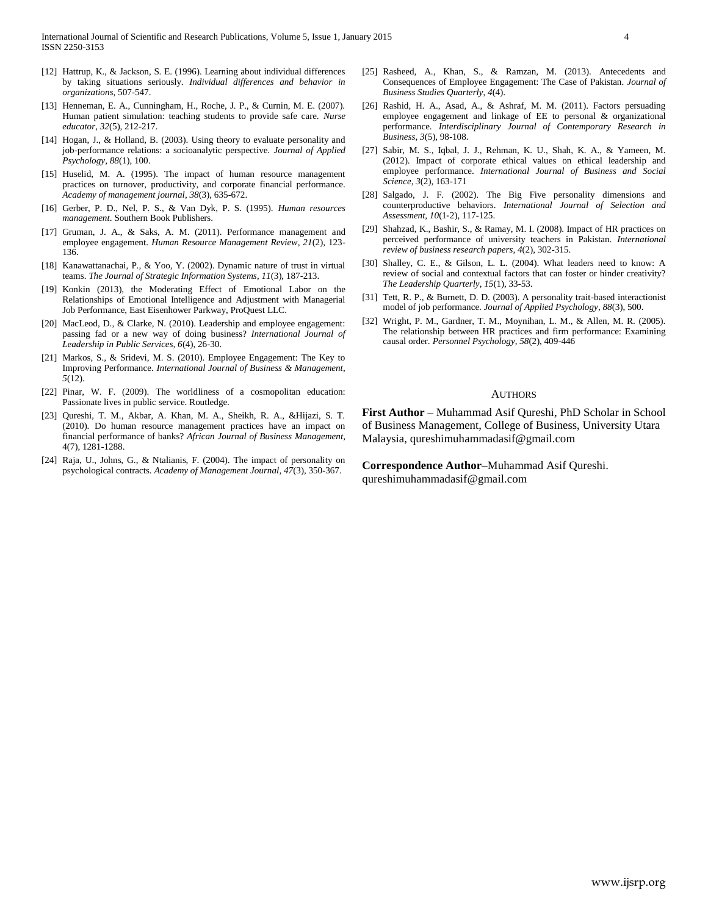[12] Hattrup, K., & Jackson, S. E. (1996). Learning about individual differences by taking situations seriously. *Individual differences and behavior in organizations*, 507-547.

[13] Henneman, E. A., Cunningham, H., Roche, J. P., & Curnin, M. E. (2007). Human patient simulation: teaching students to provide safe care. *Nurse educator*, *32*(5), 212-217.

[14] Hogan, J., & Holland, B. (2003). Using theory to evaluate personality and job-performance relations: a socioanalytic perspective. *Journal of Applied Psychology*, *88*(1), 100.

[15] Huselid, M. A. (1995). The impact of human resource management practices on turnover, productivity, and corporate financial performance. *Academy of management journal*, *38*(3), 635-672.

[16] Gerber, P. D., Nel, P. S., & Van Dyk, P. S. (1995). *Human resources management*. Southern Book Publishers.

[17] Gruman, J. A., & Saks, A. M. (2011). Performance management and employee engagement. *Human Resource Management Review*, *21*(2), 123-136.

[18] Kanawattanachai, P., & Yoo, Y. (2002). Dynamic nature of trust in virtual teams. *The Journal of Strategic Information Systems*, *11*(3), 187-213.

[19] Konkin (2013), the Moderating Effect of Emotional Labor on the Relationships of Emotional Intelligence and Adjustment with Managerial Job Performance, East Eisenhower Parkway, ProQuest LLC.

[20] MacLeod, D., & Clarke, N. (2010). Leadership and employee engagement: passing fad or a new way of doing business? *International Journal of Leadership in Public Services*, *6*(4), 26-30.

[21] Markos, S., & Sridevi, M. S. (2010). Employee Engagement: The Key to Improving Performance. *International Journal of Business & Management*, *5*(12).

[22] Pinar, W. F. (2009). The worldliness of a cosmopolitan education: Passionate lives in public service. Routledge.

[23] Qureshi, T. M., Akbar, A. Khan, M. A., Sheikh, R. A., &Hijazi, S. T. (2010). Do human resource management practices have an impact on financial performance of banks? *African Journal of Business Management*, 4(7), 1281-1288.

[24] Raja, U., Johns, G., & Ntalianis, F. (2004). The impact of personality on psychological contracts. *Academy of Management Journal*, *47*(3), 350-367.

[25] Rasheed, A., Khan, S., & Ramzan, M. (2013). Antecedents and Consequences of Employee Engagement: The Case of Pakistan. *Journal of Business Studies Quarterly*, *4*(4).

[26] Rashid, H. A., Asad, A., & Ashraf, M. M. (2011). Factors persuading employee engagement and linkage of EE to personal & organizational performance. *Interdisciplinary Journal of Contemporary Research in Business*, *3*(5), 98-108.

[27] Sabir, M. S., Iqbal, J. J., Rehman, K. U., Shah, K. A., & Yameen, M. (2012). Impact of corporate ethical values on ethical leadership and employee performance. *International Journal of Business and Social Science*, *3*(2), 163-171

[28] Salgado, J. F. (2002). The Big Five personality dimensions and counterproductive behaviors. *International Journal of Selection and Assessment*, *10*(1-2), 117-125.

[29] Shahzad, K., Bashir, S., & Ramay, M. I. (2008). Impact of HR practices on perceived performance of university teachers in Pakistan. *International review of business research papers*, *4*(2), 302-315.

[30] Shalley, C. E., & Gilson, L. L. (2004). What leaders need to know: A review of social and contextual factors that can foster or hinder creativity? *The Leadership Quarterly*, *15*(1), 33-53.

[31] Tett, R. P., & Burnett, D. D. (2003). A personality trait-based interactionist model of job performance. *Journal of Applied Psychology*, *88*(3), 500.

[32] Wright, P. M., Gardner, T. M., Moynihan, L. M., & Allen, M. R. (2005). The relationship between HR practices and firm performance: Examining causal order. *Personnel Psychology*, *58*(2), 409-446

## AUTHORS

**First Author** – Muhammad Asif Qureshi, PhD Scholar in School of Business Management, College of Business, University Utara Malaysia, qureshimuhammadasif@gmail.com

**Correspondence Author**–Muhammad Asif Qureshi. qureshimuhammadasif@gmail.com